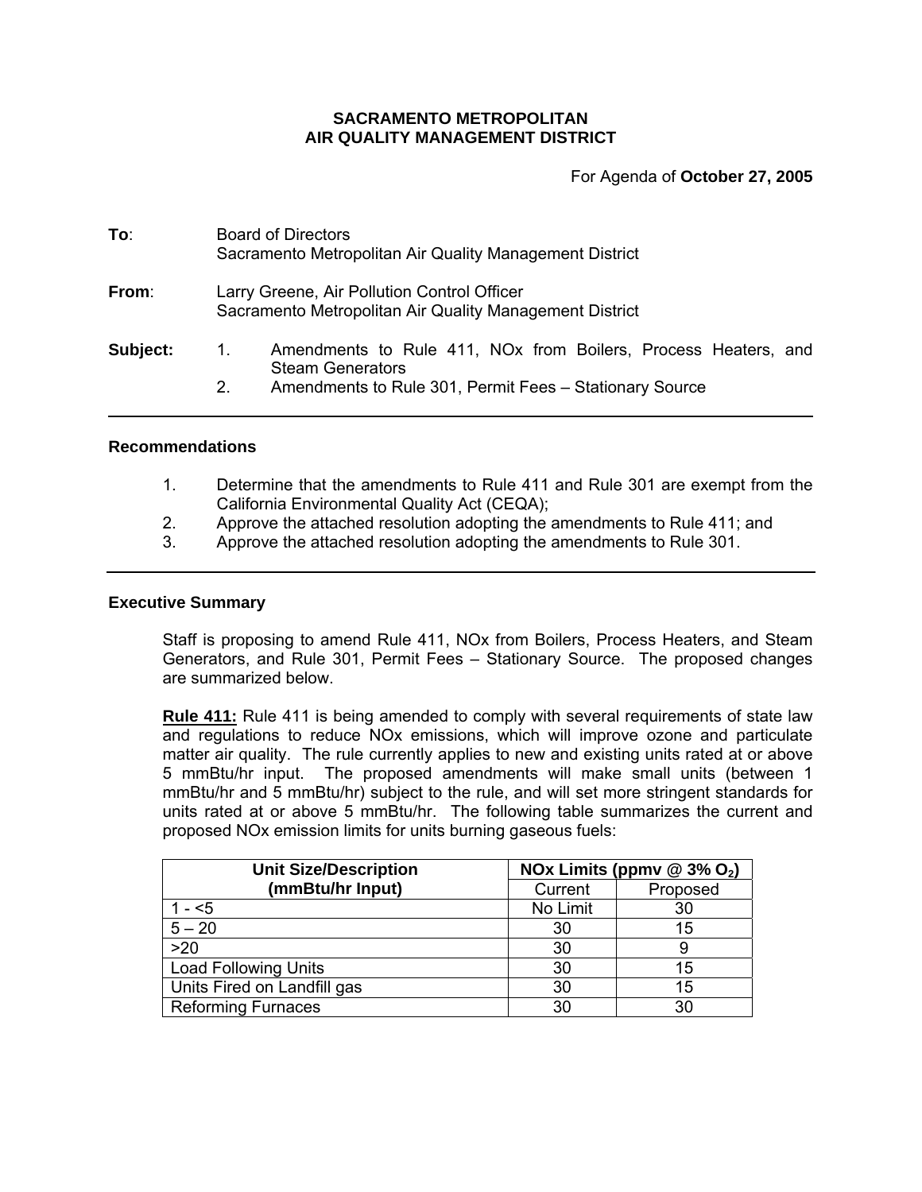**SACRAMENTO METROPOLITAN**
**AIR QUALITY MANAGEMENT DISTRICT**

For Agenda of **October 27, 2005**

**To**: Board of Directors
Sacramento Metropolitan Air Quality Management District

**From**: Larry Greene, Air Pollution Control Officer
Sacramento Metropolitan Air Quality Management District

**Subject:**
1. Amendments to Rule 411, NOx from Boilers, Process Heaters, and Steam Generators
2. Amendments to Rule 301, Permit Fees – Stationary Source

---

### Recommendations

1. Determine that the amendments to Rule 411 and Rule 301 are exempt from the California Environmental Quality Act (CEQA);
2. Approve the attached resolution adopting the amendments to Rule 411; and
3. Approve the attached resolution adopting the amendments to Rule 301.

---

### Executive Summary

Staff is proposing to amend Rule 411, NOx from Boilers, Process Heaters, and Steam Generators, and Rule 301, Permit Fees – Stationary Source. The proposed changes are summarized below.

**Rule 411:** Rule 411 is being amended to comply with several requirements of state law and regulations to reduce NOx emissions, which will improve ozone and particulate matter air quality. The rule currently applies to new and existing units rated at or above 5 mmBtu/hr input. The proposed amendments will make small units (between 1 mmBtu/hr and 5 mmBtu/hr) subject to the rule, and will set more stringent standards for units rated at or above 5 mmBtu/hr. The following table summarizes the current and proposed NOx emission limits for units burning gaseous fuels:

| Unit Size/Description (mmBtu/hr Input) | NOx Limits (ppmv @ 3% $O_2$) | |
|---|---|---|
| | Current | Proposed |
| 1 - <5 | No Limit | 30 |
| 5 – 20 | 30 | 15 |
| >20 | 30 | 9 |
| Load Following Units | 30 | 15 |
| Units Fired on Landfill gas | 30 | 15 |
| Reforming Furnaces | 30 | 30 |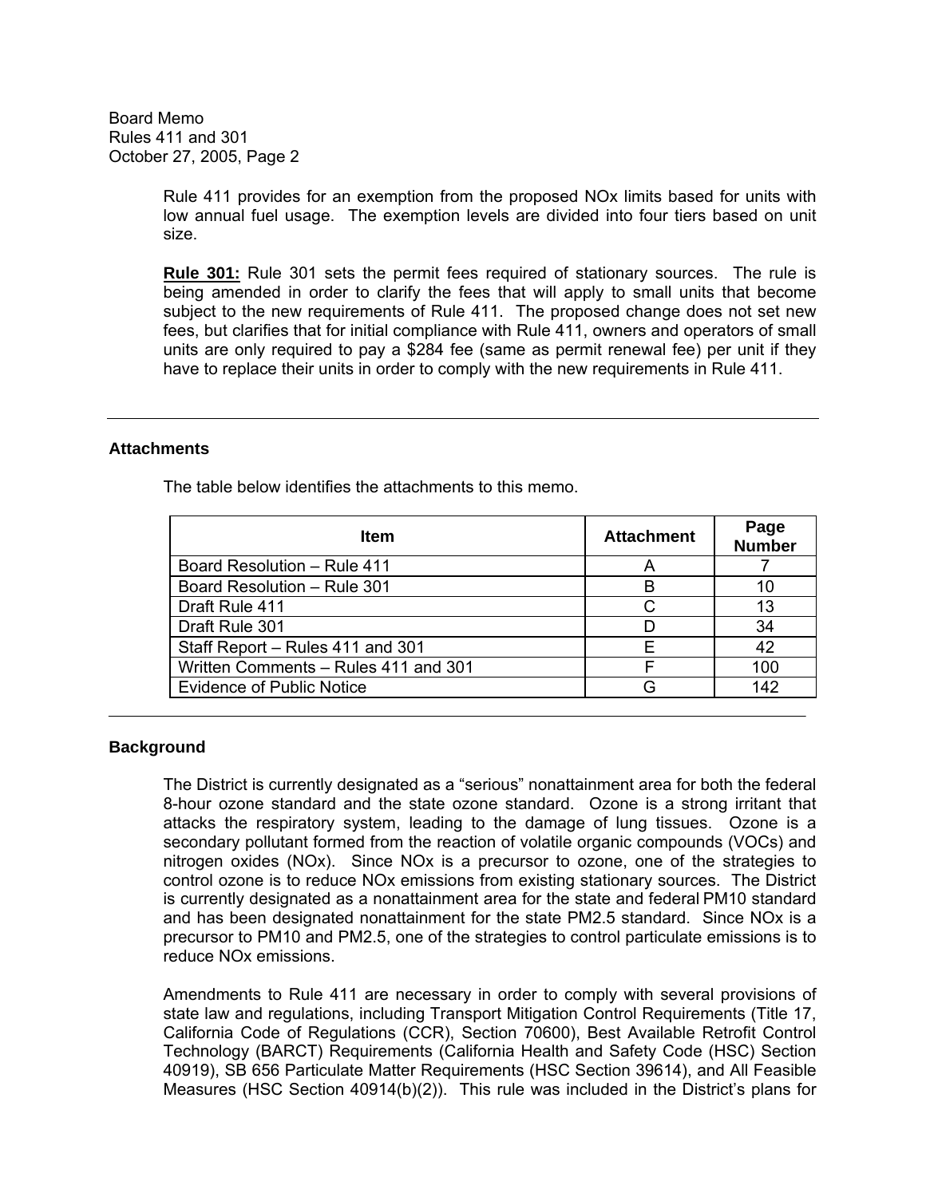Rule 411 provides for an exemption from the proposed NOx limits based for units with low annual fuel usage. The exemption levels are divided into four tiers based on unit size.

**Rule 301:** Rule 301 sets the permit fees required of stationary sources. The rule is being amended in order to clarify the fees that will apply to small units that become subject to the new requirements of Rule 411. The proposed change does not set new fees, but clarifies that for initial compliance with Rule 411, owners and operators of small units are only required to pay a $284 fee (same as permit renewal fee) per unit if they have to replace their units in order to comply with the new requirements in Rule 411.

---

### Attachments

The table below identifies the attachments to this memo.

| Item | Attachment | Page Number |
|---|---|---|
| Board Resolution – Rule 411 | A | 7 |
| Board Resolution – Rule 301 | B | 10 |
| Draft Rule 411 | C | 13 |
| Draft Rule 301 | D | 34 |
| Staff Report – Rules 411 and 301 | E | 42 |
| Written Comments – Rules 411 and 301 | F | 100 |
| Evidence of Public Notice | G | 142 |

---

### Background

The District is currently designated as a "serious" nonattainment area for both the federal 8-hour ozone standard and the state ozone standard. Ozone is a strong irritant that attacks the respiratory system, leading to the damage of lung tissues. Ozone is a secondary pollutant formed from the reaction of volatile organic compounds (VOCs) and nitrogen oxides (NOx). Since NOx is a precursor to ozone, one of the strategies to control ozone is to reduce NOx emissions from existing stationary sources. The District is currently designated as a nonattainment area for the state and federal PM10 standard and has been designated nonattainment for the state PM2.5 standard. Since NOx is a precursor to PM10 and PM2.5, one of the strategies to control particulate emissions is to reduce NOx emissions.

Amendments to Rule 411 are necessary in order to comply with several provisions of state law and regulations, including Transport Mitigation Control Requirements (Title 17, California Code of Regulations (CCR), Section 70600), Best Available Retrofit Control Technology (BARCT) Requirements (California Health and Safety Code (HSC) Section 40919), SB 656 Particulate Matter Requirements (HSC Section 39614), and All Feasible Measures (HSC Section 40914(b)(2)). This rule was included in the District's plans for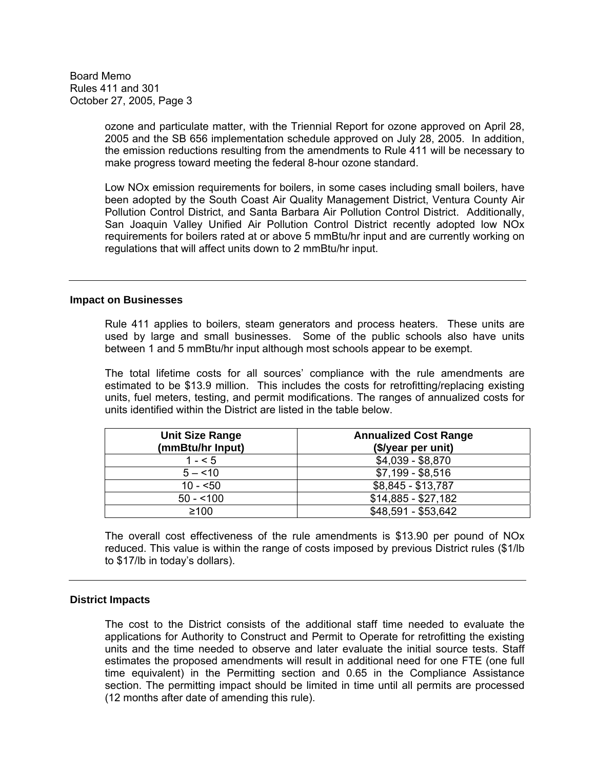ozone and particulate matter, with the Triennial Report for ozone approved on April 28, 2005 and the SB 656 implementation schedule approved on July 28, 2005. In addition, the emission reductions resulting from the amendments to Rule 411 will be necessary to make progress toward meeting the federal 8-hour ozone standard.

Low NOx emission requirements for boilers, in some cases including small boilers, have been adopted by the South Coast Air Quality Management District, Ventura County Air Pollution Control District, and Santa Barbara Air Pollution Control District. Additionally, San Joaquin Valley Unified Air Pollution Control District recently adopted low NOx requirements for boilers rated at or above 5 mmBtu/hr input and are currently working on regulations that will affect units down to 2 mmBtu/hr input.

---

**Impact on Businesses**

Rule 411 applies to boilers, steam generators and process heaters. These units are used by large and small businesses. Some of the public schools also have units between 1 and 5 mmBtu/hr input although most schools appear to be exempt.

The total lifetime costs for all sources' compliance with the rule amendments are estimated to be $13.9 million. This includes the costs for retrofitting/replacing existing units, fuel meters, testing, and permit modifications. The ranges of annualized costs for units identified within the District are listed in the table below.

| Unit Size Range (mmBtu/hr Input) | Annualized Cost Range ($/year per unit) |
|---|---|
| 1 - < 5 | $4,039 - $8,870 |
| 5 – <10 | $7,199 - $8,516 |
| 10 - <50 | $8,845 - $13,787 |
| 50 - <100 | $14,885 - $27,182 |
| ≥100 | $48,591 - $53,642 |

The overall cost effectiveness of the rule amendments is $13.90 per pound of NOx reduced. This value is within the range of costs imposed by previous District rules ($1/lb to $17/lb in today's dollars).

---

**District Impacts**

The cost to the District consists of the additional staff time needed to evaluate the applications for Authority to Construct and Permit to Operate for retrofitting the existing units and the time needed to observe and later evaluate the initial source tests. Staff estimates the proposed amendments will result in additional need for one FTE (one full time equivalent) in the Permitting section and 0.65 in the Compliance Assistance section. The permitting impact should be limited in time until all permits are processed (12 months after date of amending this rule).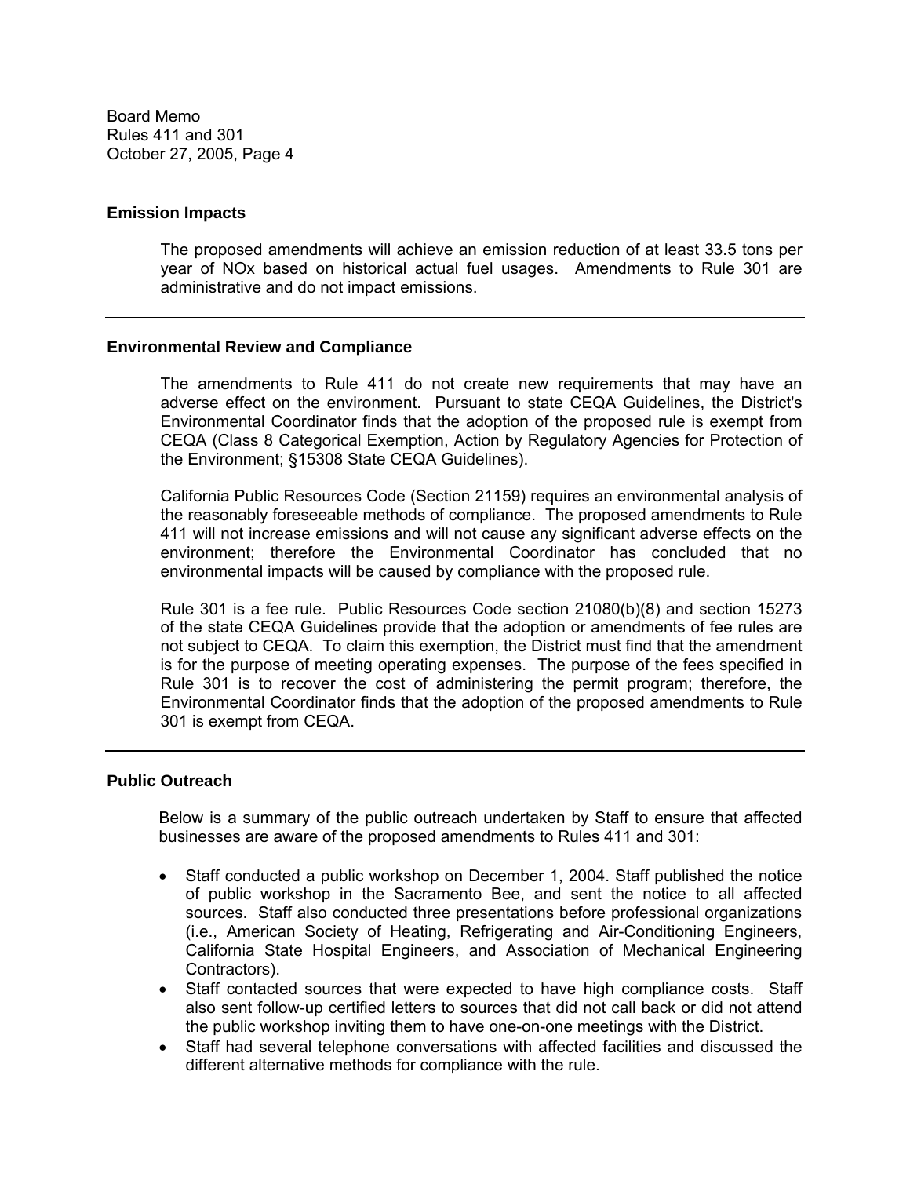## Emission Impacts

The proposed amendments will achieve an emission reduction of at least 33.5 tons per year of NOx based on historical actual fuel usages. Amendments to Rule 301 are administrative and do not impact emissions.

---

## Environmental Review and Compliance

The amendments to Rule 411 do not create new requirements that may have an adverse effect on the environment. Pursuant to state CEQA Guidelines, the District's Environmental Coordinator finds that the adoption of the proposed rule is exempt from CEQA (Class 8 Categorical Exemption, Action by Regulatory Agencies for Protection of the Environment; §15308 State CEQA Guidelines).

California Public Resources Code (Section 21159) requires an environmental analysis of the reasonably foreseeable methods of compliance. The proposed amendments to Rule 411 will not increase emissions and will not cause any significant adverse effects on the environment; therefore the Environmental Coordinator has concluded that no environmental impacts will be caused by compliance with the proposed rule.

Rule 301 is a fee rule. Public Resources Code section 21080(b)(8) and section 15273 of the state CEQA Guidelines provide that the adoption or amendments of fee rules are not subject to CEQA. To claim this exemption, the District must find that the amendment is for the purpose of meeting operating expenses. The purpose of the fees specified in Rule 301 is to recover the cost of administering the permit program; therefore, the Environmental Coordinator finds that the adoption of the proposed amendments to Rule 301 is exempt from CEQA.

---

## Public Outreach

Below is a summary of the public outreach undertaken by Staff to ensure that affected businesses are aware of the proposed amendments to Rules 411 and 301:

- Staff conducted a public workshop on December 1, 2004. Staff published the notice of public workshop in the Sacramento Bee, and sent the notice to all affected sources. Staff also conducted three presentations before professional organizations (i.e., American Society of Heating, Refrigerating and Air-Conditioning Engineers, California State Hospital Engineers, and Association of Mechanical Engineering Contractors).
- Staff contacted sources that were expected to have high compliance costs. Staff also sent follow-up certified letters to sources that did not call back or did not attend the public workshop inviting them to have one-on-one meetings with the District.
- Staff had several telephone conversations with affected facilities and discussed the different alternative methods for compliance with the rule.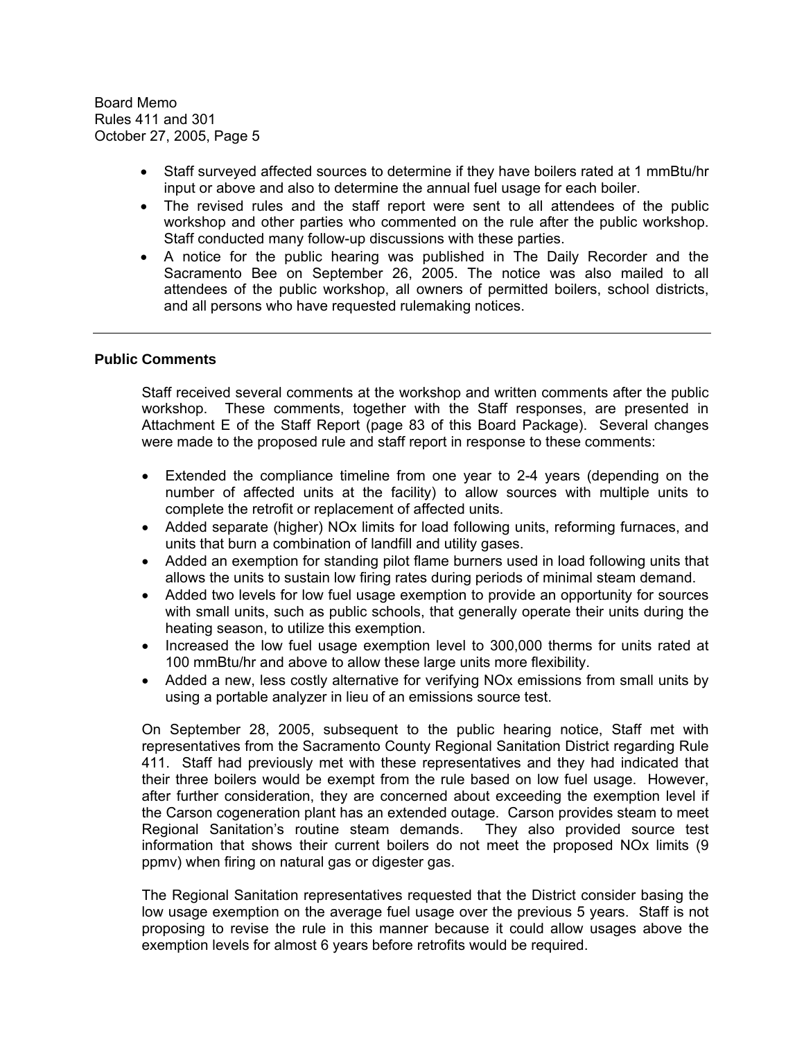- Staff surveyed affected sources to determine if they have boilers rated at 1 mmBtu/hr input or above and also to determine the annual fuel usage for each boiler.
- The revised rules and the staff report were sent to all attendees of the public workshop and other parties who commented on the rule after the public workshop. Staff conducted many follow-up discussions with these parties.
- A notice for the public hearing was published in The Daily Recorder and the Sacramento Bee on September 26, 2005. The notice was also mailed to all attendees of the public workshop, all owners of permitted boilers, school districts, and all persons who have requested rulemaking notices.

---

**Public Comments**

Staff received several comments at the workshop and written comments after the public workshop. These comments, together with the Staff responses, are presented in Attachment E of the Staff Report (page 83 of this Board Package). Several changes were made to the proposed rule and staff report in response to these comments:

- Extended the compliance timeline from one year to 2-4 years (depending on the number of affected units at the facility) to allow sources with multiple units to complete the retrofit or replacement of affected units.
- Added separate (higher) NOx limits for load following units, reforming furnaces, and units that burn a combination of landfill and utility gases.
- Added an exemption for standing pilot flame burners used in load following units that allows the units to sustain low firing rates during periods of minimal steam demand.
- Added two levels for low fuel usage exemption to provide an opportunity for sources with small units, such as public schools, that generally operate their units during the heating season, to utilize this exemption.
- Increased the low fuel usage exemption level to 300,000 therms for units rated at 100 mmBtu/hr and above to allow these large units more flexibility.
- Added a new, less costly alternative for verifying NOx emissions from small units by using a portable analyzer in lieu of an emissions source test.

On September 28, 2005, subsequent to the public hearing notice, Staff met with representatives from the Sacramento County Regional Sanitation District regarding Rule 411. Staff had previously met with these representatives and they had indicated that their three boilers would be exempt from the rule based on low fuel usage. However, after further consideration, they are concerned about exceeding the exemption level if the Carson cogeneration plant has an extended outage. Carson provides steam to meet Regional Sanitation's routine steam demands. They also provided source test information that shows their current boilers do not meet the proposed NOx limits (9 ppmv) when firing on natural gas or digester gas.

The Regional Sanitation representatives requested that the District consider basing the low usage exemption on the average fuel usage over the previous 5 years. Staff is not proposing to revise the rule in this manner because it could allow usages above the exemption levels for almost 6 years before retrofits would be required.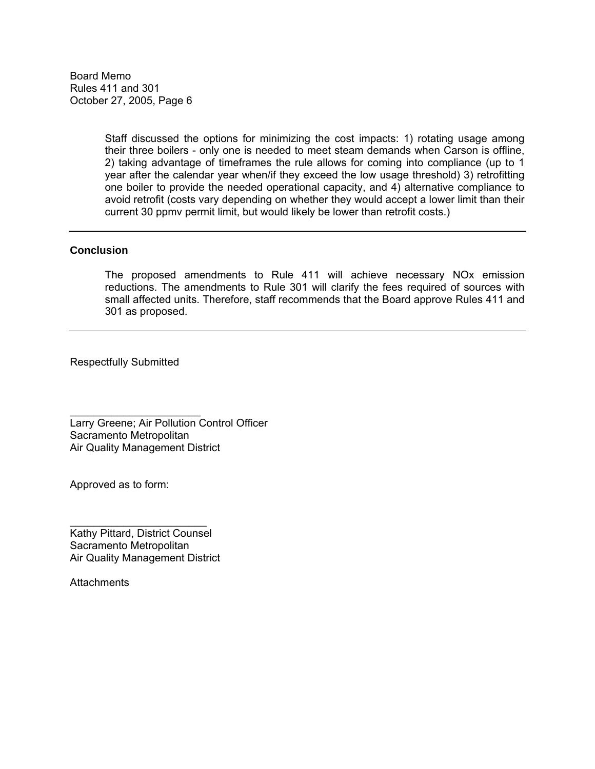Staff discussed the options for minimizing the cost impacts: 1) rotating usage among their three boilers - only one is needed to meet steam demands when Carson is offline, 2) taking advantage of timeframes the rule allows for coming into compliance (up to 1 year after the calendar year when/if they exceed the low usage threshold) 3) retrofitting one boiler to provide the needed operational capacity, and 4) alternative compliance to avoid retrofit (costs vary depending on whether they would accept a lower limit than their current 30 ppmv permit limit, but would likely be lower than retrofit costs.)

---

### Conclusion

The proposed amendments to Rule 411 will achieve necessary NOx emission reductions. The amendments to Rule 301 will clarify the fees required of sources with small affected units. Therefore, staff recommends that the Board approve Rules 411 and 301 as proposed.

---

Respectfully Submitted

______________________
Larry Greene; Air Pollution Control Officer
Sacramento Metropolitan
Air Quality Management District

Approved as to form:

______________________
Kathy Pittard, District Counsel
Sacramento Metropolitan
Air Quality Management District

Attachments